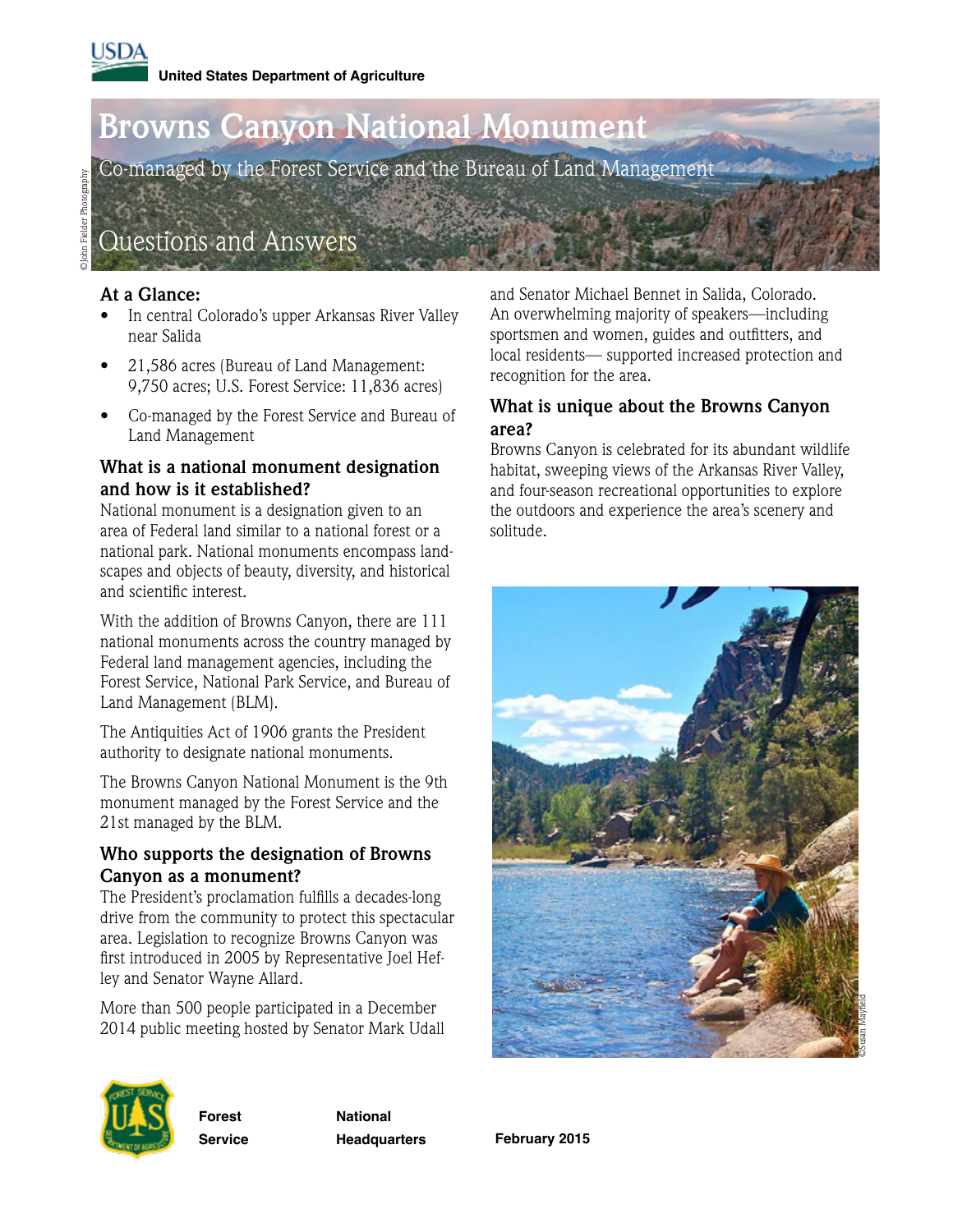USDA

United States Department of Agriculture

# Browns Canyon National Monument

Co-managed by the Forest Service and the Bureau of Land Management

## Questions and Answers

### At a Glance:

- In central Colorado's upper Arkansas River Valley near Salida
- 21,586 acres (Bureau of Land Management: 9,750 acres; U.S. Forest Service: 11,836 acres)
- Co-managed by the Forest Service and Bureau of Land Management

### What is a national monument designation and how is it established?

National monument is a designation given to an area of Federal land similar to a national forest or a national park. National monuments encompass landscapes and objects of beauty, diversity, and historical and scientific interest.

With the addition of Browns Canyon, there are 111 national monuments across the country managed by Federal land management agencies, including the Forest Service, National Park Service, and Bureau of Land Management (BLM).

The Antiquities Act of 1906 grants the President authority to designate national monuments.

The Browns Canyon National Monument is the 9th monument managed by the Forest Service and the 21st managed by the BLM.

### Who supports the designation of Browns Canyon as a monument?

The President's proclamation fulfills a decades-long drive from the community to protect this spectacular area. Legislation to recognize Browns Canyon was first introduced in 2005 by Representative Joel Hefley and Senator Wayne Allard.

More than 500 people participated in a December 2014 public meeting hosted by Senator Mark Udall and Senator Michael Bennet in Salida, Colorado. An overwhelming majority of speakers—including sportsmen and women, guides and outfitters, and local residents— supported increased protection and recognition for the area.

### What is unique about the Browns Canyon area?

Browns Canyon is celebrated for its abundant wildlife habitat, sweeping views of the Arkansas River Valley, and four-season recreational opportunities to explore the outdoors and experience the area's scenery and solitude.

Forest Service National Headquarters February 2015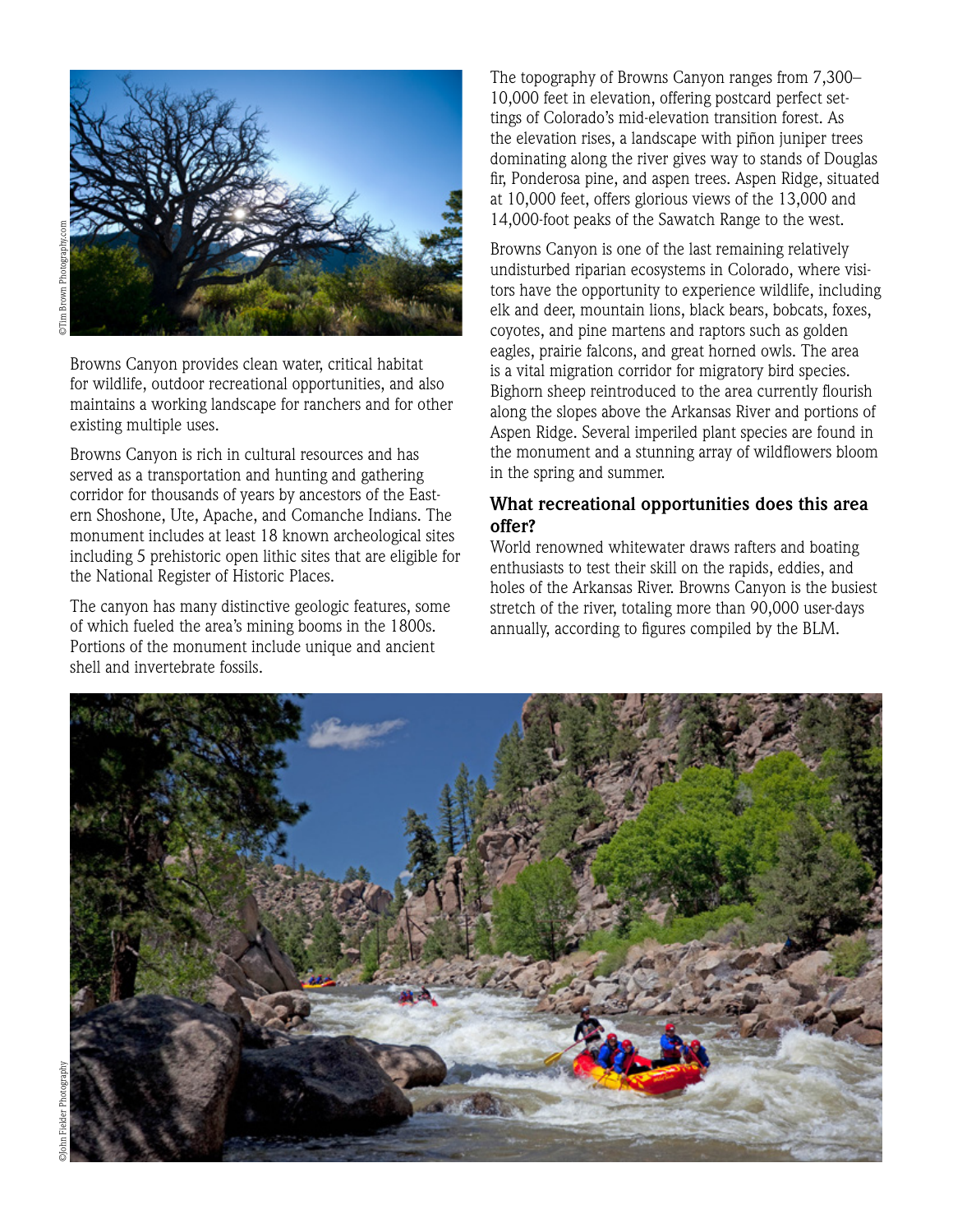©Tim Brown Photography.com

Browns Canyon provides clean water, critical habitat for wildlife, outdoor recreational opportunities, and also maintains a working landscape for ranchers and for other existing multiple uses.

Browns Canyon is rich in cultural resources and has served as a transportation and hunting and gathering corridor for thousands of years by ancestors of the Eastern Shoshone, Ute, Apache, and Comanche Indians. The monument includes at least 18 known archeological sites including 5 prehistoric open lithic sites that are eligible for the National Register of Historic Places.

The canyon has many distinctive geologic features, some of which fueled the area's mining booms in the 1800s. Portions of the monument include unique and ancient shell and invertebrate fossils.

The topography of Browns Canyon ranges from 7,300–10,000 feet in elevation, offering postcard perfect settings of Colorado's mid-elevation transition forest. As the elevation rises, a landscape with piñon juniper trees dominating along the river gives way to stands of Douglas fir, Ponderosa pine, and aspen trees. Aspen Ridge, situated at 10,000 feet, offers glorious views of the 13,000 and 14,000-foot peaks of the Sawatch Range to the west.

Browns Canyon is one of the last remaining relatively undisturbed riparian ecosystems in Colorado, where visitors have the opportunity to experience wildlife, including elk and deer, mountain lions, black bears, bobcats, foxes, coyotes, and pine martens and raptors such as golden eagles, prairie falcons, and great horned owls. The area is a vital migration corridor for migratory bird species. Bighorn sheep reintroduced to the area currently flourish along the slopes above the Arkansas River and portions of Aspen Ridge. Several imperiled plant species are found in the monument and a stunning array of wildflowers bloom in the spring and summer.

### What recreational opportunities does this area offer?

World renowned whitewater draws rafters and boating enthusiasts to test their skill on the rapids, eddies, and holes of the Arkansas River. Browns Canyon is the busiest stretch of the river, totaling more than 90,000 user-days annually, according to figures compiled by the BLM.

©John Fielder Photography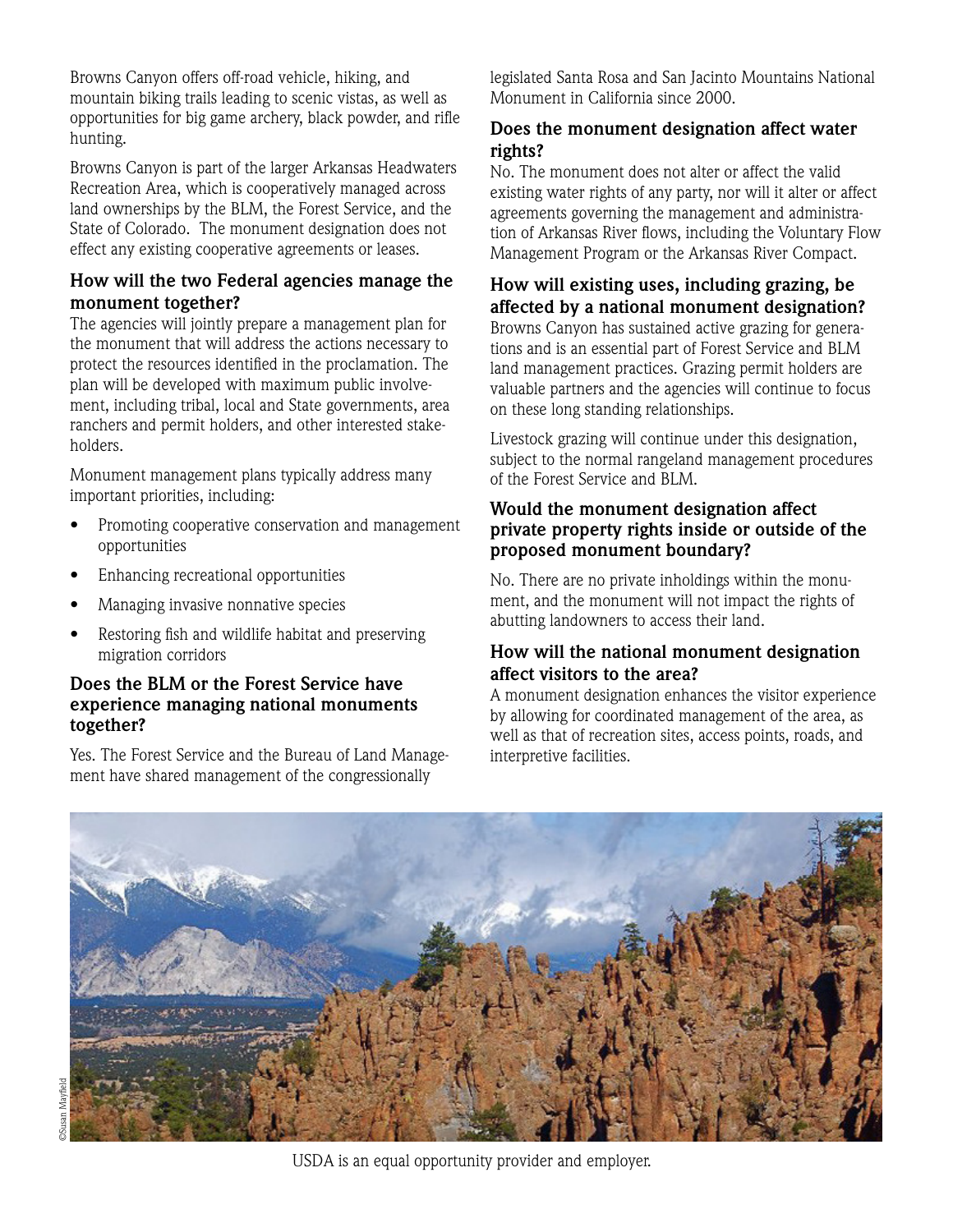Browns Canyon offers off-road vehicle, hiking, and mountain biking trails leading to scenic vistas, as well as opportunities for big game archery, black powder, and rifle hunting.

Browns Canyon is part of the larger Arkansas Headwaters Recreation Area, which is cooperatively managed across land ownerships by the BLM, the Forest Service, and the State of Colorado. The monument designation does not effect any existing cooperative agreements or leases.

### How will the two Federal agencies manage the monument together?

The agencies will jointly prepare a management plan for the monument that will address the actions necessary to protect the resources identified in the proclamation. The plan will be developed with maximum public involvement, including tribal, local and State governments, area ranchers and permit holders, and other interested stakeholders.

Monument management plans typically address many important priorities, including:

- Promoting cooperative conservation and management opportunities
- Enhancing recreational opportunities
- Managing invasive nonnative species
- Restoring fish and wildlife habitat and preserving migration corridors

### Does the BLM or the Forest Service have experience managing national monuments together?

Yes. The Forest Service and the Bureau of Land Management have shared management of the congressionally legislated Santa Rosa and San Jacinto Mountains National Monument in California since 2000.

### Does the monument designation affect water rights?

No. The monument does not alter or affect the valid existing water rights of any party, nor will it alter or affect agreements governing the management and administration of Arkansas River flows, including the Voluntary Flow Management Program or the Arkansas River Compact.

### How will existing uses, including grazing, be affected by a national monument designation?

Browns Canyon has sustained active grazing for generations and is an essential part of Forest Service and BLM land management practices. Grazing permit holders are valuable partners and the agencies will continue to focus on these long standing relationships.

Livestock grazing will continue under this designation, subject to the normal rangeland management procedures of the Forest Service and BLM.

### Would the monument designation affect private property rights inside or outside of the proposed monument boundary?

No. There are no private inholdings within the monument, and the monument will not impact the rights of abutting landowners to access their land.

### How will the national monument designation affect visitors to the area?

A monument designation enhances the visitor experience by allowing for coordinated management of the area, as well as that of recreation sites, access points, roads, and interpretive facilities.

©Susan Mayfield

USDA is an equal opportunity provider and employer.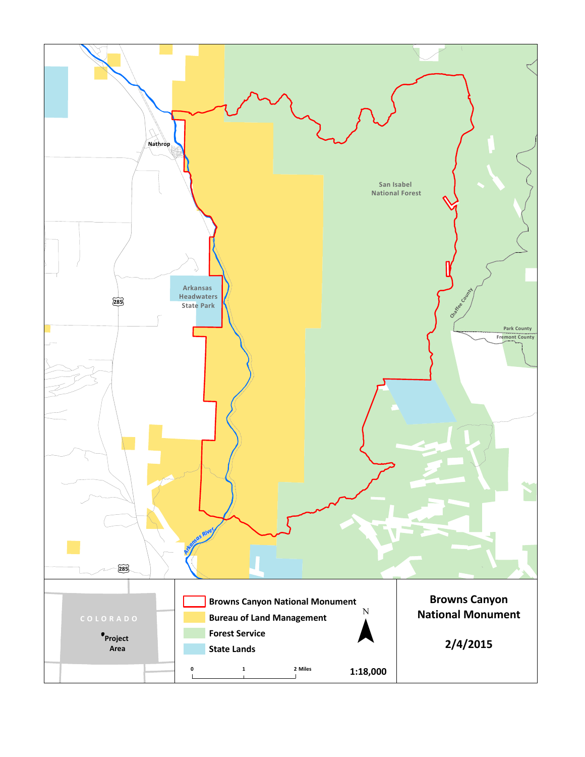Nathrop

San Isabel
National Forest

Arkansas
Headwaters
State Park

285

Chaffee County

Park County

Fremont County

Arkansas River

285

COLORADO

Project
Area

Browns Canyon National Monument

Bureau of Land Management

Forest Service

State Lands

N

0

1

2 Miles

1:18,000

**Browns Canyon**
**National Monument**

**2/4/2015**